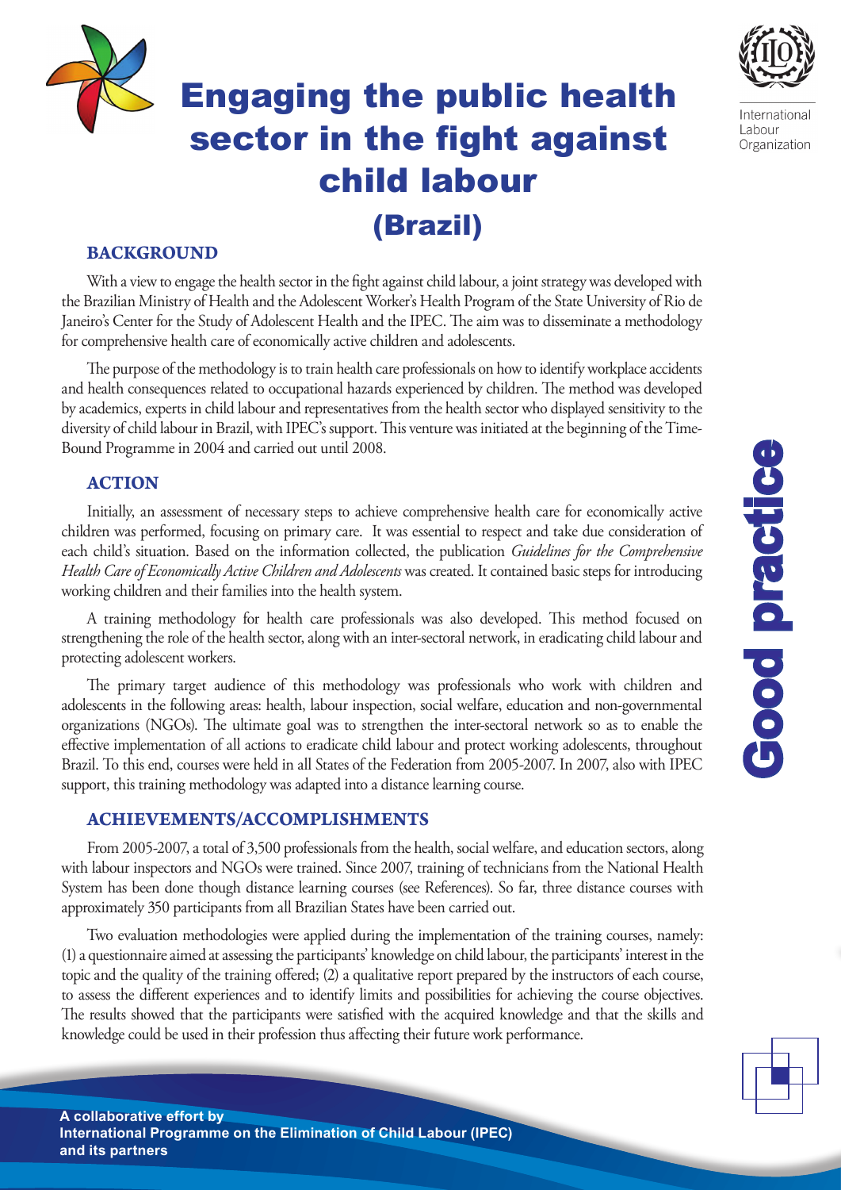# Engaging the public health sector in the fight against child labour (Brazil)

International Labour Organization

## BACKGROUND

With a view to engage the health sector in the fight against child labour, a joint strategy was developed with the Brazilian Ministry of Health and the Adolescent Worker's Health Program of the State University of Rio de Janeiro's Center for the Study of Adolescent Health and the IPEC. The aim was to disseminate a methodology for comprehensive health care of economically active children and adolescents.

The purpose of the methodology is to train health care professionals on how to identify workplace accidents and health consequences related to occupational hazards experienced by children. The method was developed by academics, experts in child labour and representatives from the health sector who displayed sensitivity to the diversity of child labour in Brazil, with IPEC's support. This venture was initiated at the beginning of the Time-Bound Programme in 2004 and carried out until 2008.

## ACTION

Initially, an assessment of necessary steps to achieve comprehensive health care for economically active children was performed, focusing on primary care. It was essential to respect and take due consideration of each child's situation. Based on the information collected, the publication *Guidelines for the Comprehensive Health Care of Economically Active Children and Adolescents* was created. It contained basic steps for introducing working children and their families into the health system.

A training methodology for health care professionals was also developed. This method focused on strengthening the role of the health sector, along with an inter-sectoral network, in eradicating child labour and protecting adolescent workers.

The primary target audience of this methodology was professionals who work with children and adolescents in the following areas: health, labour inspection, social welfare, education and non-governmental organizations (NGOs). The ultimate goal was to strengthen the inter-sectoral network so as to enable the effective implementation of all actions to eradicate child labour and protect working adolescents, throughout Brazil. To this end, courses were held in all States of the Federation from 2005-2007. In 2007, also with IPEC support, this training methodology was adapted into a distance learning course.

## ACHIEVEMENTS/ACCOMPLISHMENTS

From 2005-2007, a total of 3,500 professionals from the health, social welfare, and education sectors, along with labour inspectors and NGOs were trained. Since 2007, training of technicians from the National Health System has been done though distance learning courses (see References). So far, three distance courses with approximately 350 participants from all Brazilian States have been carried out.

Two evaluation methodologies were applied during the implementation of the training courses, namely: (1) a questionnaire aimed at assessing the participants' knowledge on child labour, the participants' interest in the topic and the quality of the training offered; (2) a qualitative report prepared by the instructors of each course, to assess the different experiences and to identify limits and possibilities for achieving the course objectives. The results showed that the participants were satisfied with the acquired knowledge and that the skills and knowledge could be used in their profession thus affecting their future work performance.

Good practice

**A collaborative effort by International Programme on the Elimination of Child Labour (IPEC) and its partners**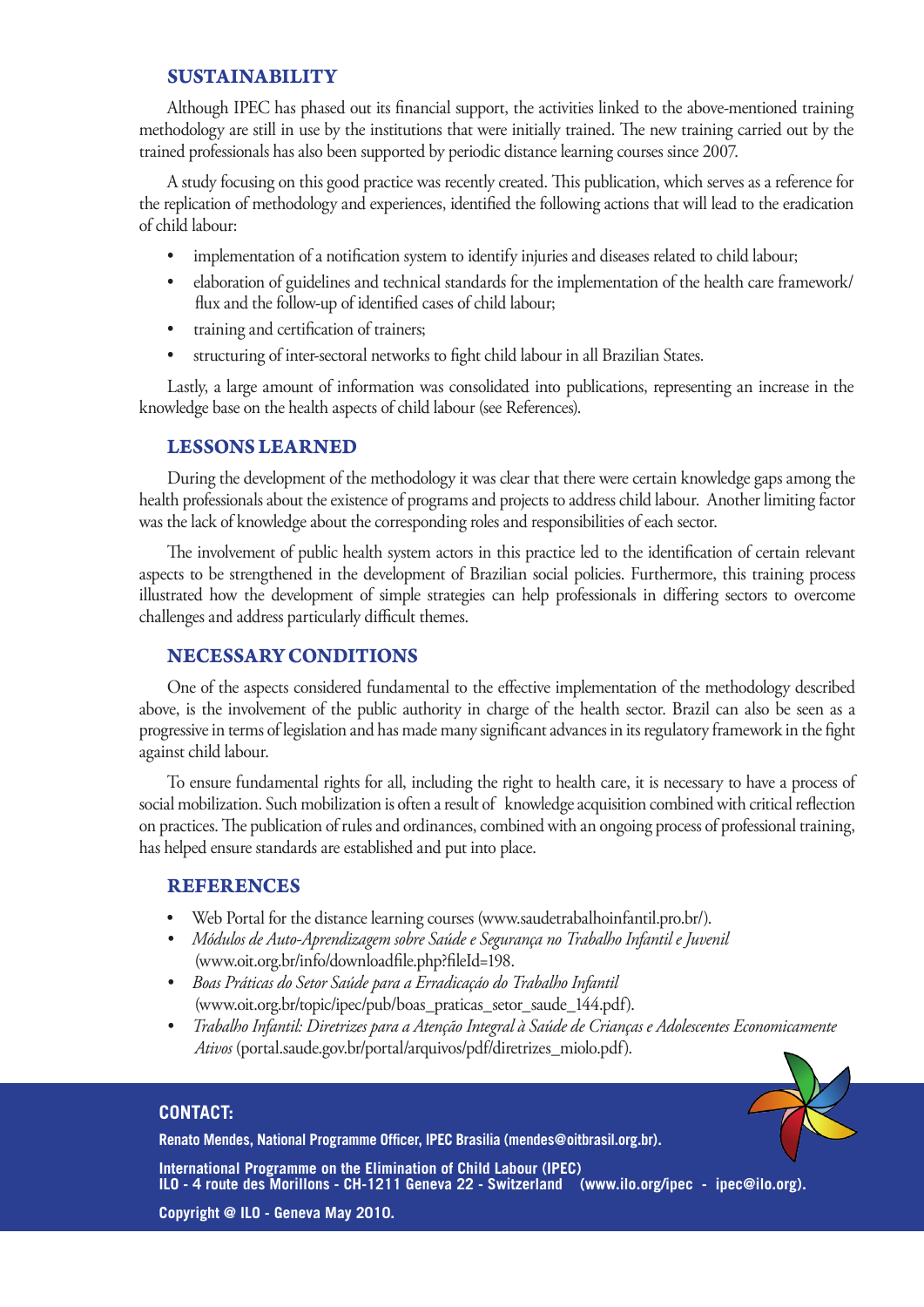## SUSTAINABILITY

Although IPEC has phased out its financial support, the activities linked to the above-mentioned training methodology are still in use by the institutions that were initially trained. The new training carried out by the trained professionals has also been supported by periodic distance learning courses since 2007.

A study focusing on this good practice was recently created. This publication, which serves as a reference for the replication of methodology and experiences, identified the following actions that will lead to the eradication of child labour:

- implementation of a notification system to identify injuries and diseases related to child labour;
- elaboration of guidelines and technical standards for the implementation of the health care framework/ flux and the follow-up of identified cases of child labour;
- training and certification of trainers;
- structuring of inter-sectoral networks to fight child labour in all Brazilian States.

Lastly, a large amount of information was consolidated into publications, representing an increase in the knowledge base on the health aspects of child labour (see References).

## LESSONS LEARNED

During the development of the methodology it was clear that there were certain knowledge gaps among the health professionals about the existence of programs and projects to address child labour. Another limiting factor was the lack of knowledge about the corresponding roles and responsibilities of each sector.

The involvement of public health system actors in this practice led to the identification of certain relevant aspects to be strengthened in the development of Brazilian social policies. Furthermore, this training process illustrated how the development of simple strategies can help professionals in differing sectors to overcome challenges and address particularly difficult themes.

## NECESSARY CONDITIONS

One of the aspects considered fundamental to the effective implementation of the methodology described above, is the involvement of the public authority in charge of the health sector. Brazil can also be seen as a progressive in terms of legislation and has made many significant advances in its regulatory framework in the fight against child labour.

To ensure fundamental rights for all, including the right to health care, it is necessary to have a process of social mobilization. Such mobilization is often a result of knowledge acquisition combined with critical reflection on practices. The publication of rules and ordinances, combined with an ongoing process of professional training, has helped ensure standards are established and put into place.

## REFERENCES

- Web Portal for the distance learning courses (www.saudetrabalhoinfantil.pro.br/).
- *Módulos de Auto-Aprendizagem sobre Saúde e Segurança no Trabalho Infantil e Juvenil* (www.oit.org.br/info/downloadfile.php?fileId=198.
- *Boas Práticas do Setor Saúde para a Erradicação do Trabalho Infantil* (www.oit.org.br/topic/ipec/pub/boas_praticas_setor_saude_144.pdf).
- *Trabalho Infantil: Diretrizes para a Atenção Integral à Saúde de Crianças e Adolescentes Economicamente Ativos* (portal.saude.gov.br/portal/arquivos/pdf/diretrizes_miolo.pdf).

## CONTACT:

**Renato Mendes, National Programme Officer, IPEC Brasilia (mendes@oitbrasil.org.br).**

**International Programme on the Elimination of Child Labour (IPEC)**
**ILO - 4 route des Morillons - CH-1211 Geneva 22 - Switzerland (www.ilo.org/ipec - ipec@ilo.org).**

**Copyright @ ILO - Geneva May 2010.**